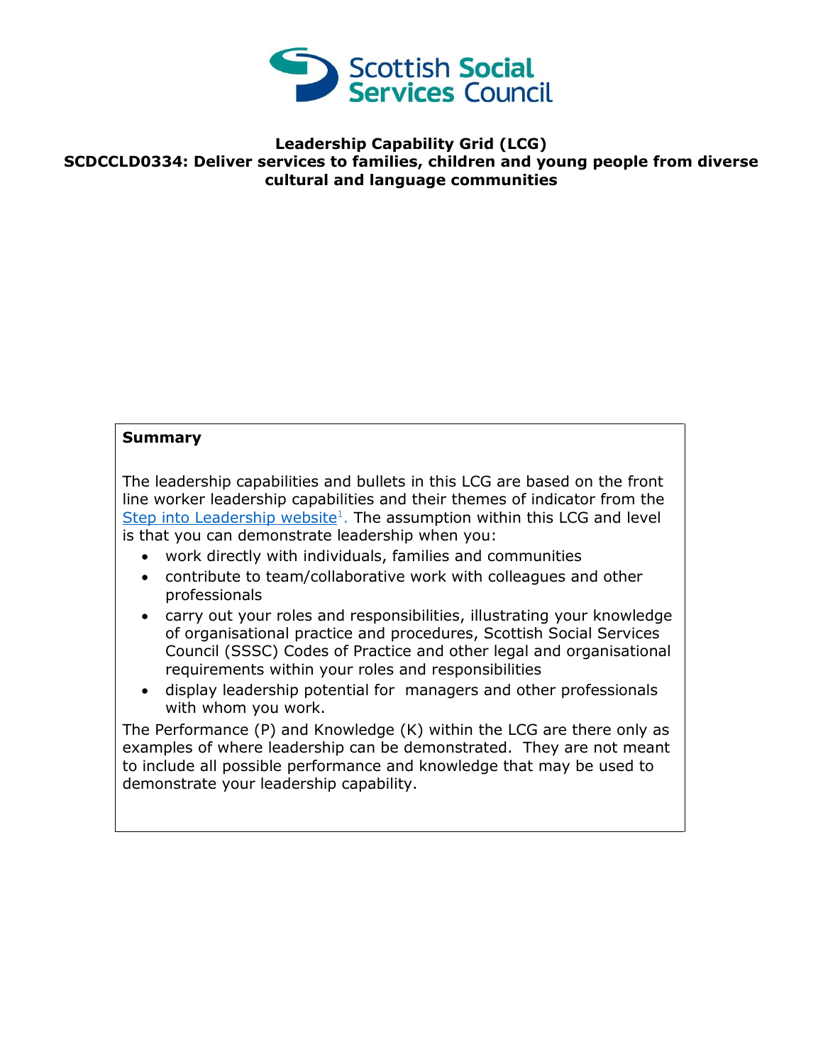**Leadership Capability Grid (LCG)**
**SCDCCLD0334: Deliver services to families, children and young people from diverse cultural and language communities**

**Summary**

The leadership capabilities and bullets in this LCG are based on the front line worker leadership capabilities and their themes of indicator from the Step into Leadership website[1]. The assumption within this LCG and level is that you can demonstrate leadership when you:

- work directly with individuals, families and communities
- contribute to team/collaborative work with colleagues and other professionals
- carry out your roles and responsibilities, illustrating your knowledge of organisational practice and procedures, Scottish Social Services Council (SSSC) Codes of Practice and other legal and organisational requirements within your roles and responsibilities
- display leadership potential for managers and other professionals with whom you work.

The Performance (P) and Knowledge (K) within the LCG are there only as examples of where leadership can be demonstrated. They are not meant to include all possible performance and knowledge that may be used to demonstrate your leadership capability.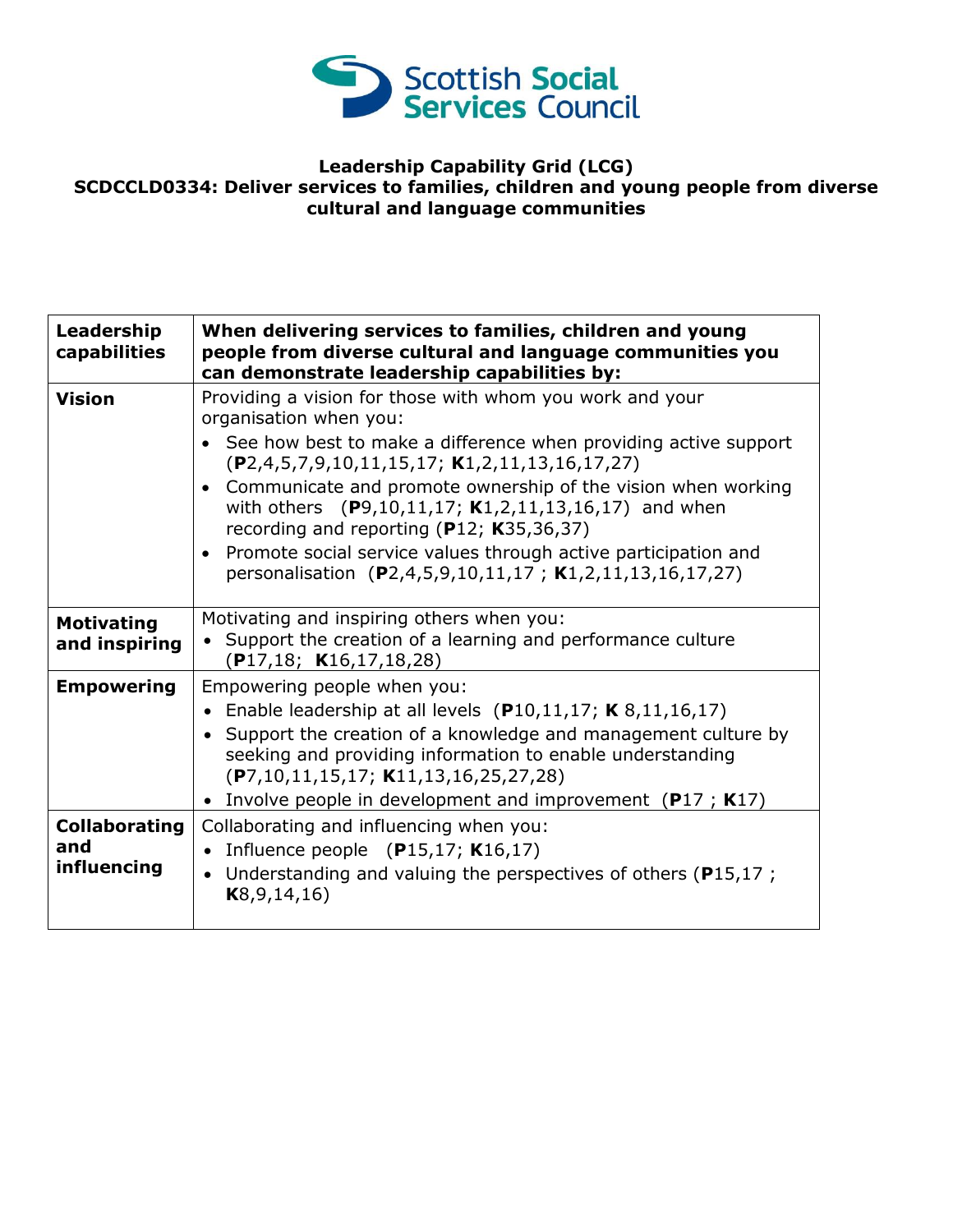**Leadership Capability Grid (LCG)**
**SCDCCLD0334: Deliver services to families, children and young people from diverse cultural and language communities**

| **Leadership capabilities** | **When delivering services to families, children and young people from diverse cultural and language communities you can demonstrate leadership capabilities by:** |
|---|---|
| **Vision** | Providing a vision for those with whom you work and your organisation when you: <br>• See how best to make a difference when providing active support (**P**2,4,5,7,9,10,11,15,17; **K**1,2,11,13,16,17,27) <br>• Communicate and promote ownership of the vision when working with others (**P**9,10,11,17; **K**1,2,11,13,16,17) and when recording and reporting (**P**12; **K**35,36,37) <br>• Promote social service values through active participation and personalisation (**P**2,4,5,9,10,11,17 ; **K**1,2,11,13,16,17,27) |
| **Motivating and inspiring** | Motivating and inspiring others when you: <br>• Support the creation of a learning and performance culture (**P**17,18; **K**16,17,18,28) |
| **Empowering** | Empowering people when you: <br>• Enable leadership at all levels (**P**10,11,17; **K** 8,11,16,17) <br>• Support the creation of a knowledge and management culture by seeking and providing information to enable understanding (**P**7,10,11,15,17; **K**11,13,16,25,27,28) <br>• Involve people in development and improvement (**P**17 ; **K**17) |
| **Collaborating and influencing** | Collaborating and influencing when you: <br>• Influence people (**P**15,17; **K**16,17) <br>• Understanding and valuing the perspectives of others (**P**15,17 ; **K**8,9,14,16) |